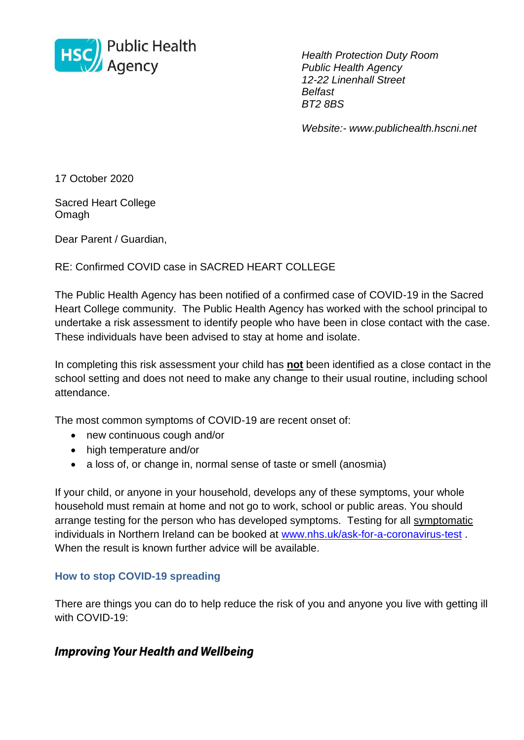HSC Public Health Agency

*Health Protection Duty Room*
*Public Health Agency*
*12-22 Linenhall Street*
*Belfast*
*BT2 8BS*

*Website:- www.publichealth.hscni.net*

17 October 2020

Sacred Heart College
Omagh

Dear Parent / Guardian,

RE: Confirmed COVID case in SACRED HEART COLLEGE

The Public Health Agency has been notified of a confirmed case of COVID-19 in the Sacred Heart College community. The Public Health Agency has worked with the school principal to undertake a risk assessment to identify people who have been in close contact with the case. These individuals have been advised to stay at home and isolate.

In completing this risk assessment your child has **not** been identified as a close contact in the school setting and does not need to make any change to their usual routine, including school attendance.

The most common symptoms of COVID-19 are recent onset of:

- new continuous cough and/or
- high temperature and/or
- a loss of, or change in, normal sense of taste or smell (anosmia)

If your child, or anyone in your household, develops any of these symptoms, your whole household must remain at home and not go to work, school or public areas. You should arrange testing for the person who has developed symptoms. Testing for all symptomatic individuals in Northern Ireland can be booked at [www.nhs.uk/ask-for-a-coronavirus-test](http://www.nhs.uk/ask-for-a-coronavirus-test) . When the result is known further advice will be available.

### How to stop COVID-19 spreading

There are things you can do to help reduce the risk of you and anyone you live with getting ill with COVID-19:

***Improving Your Health and Wellbeing***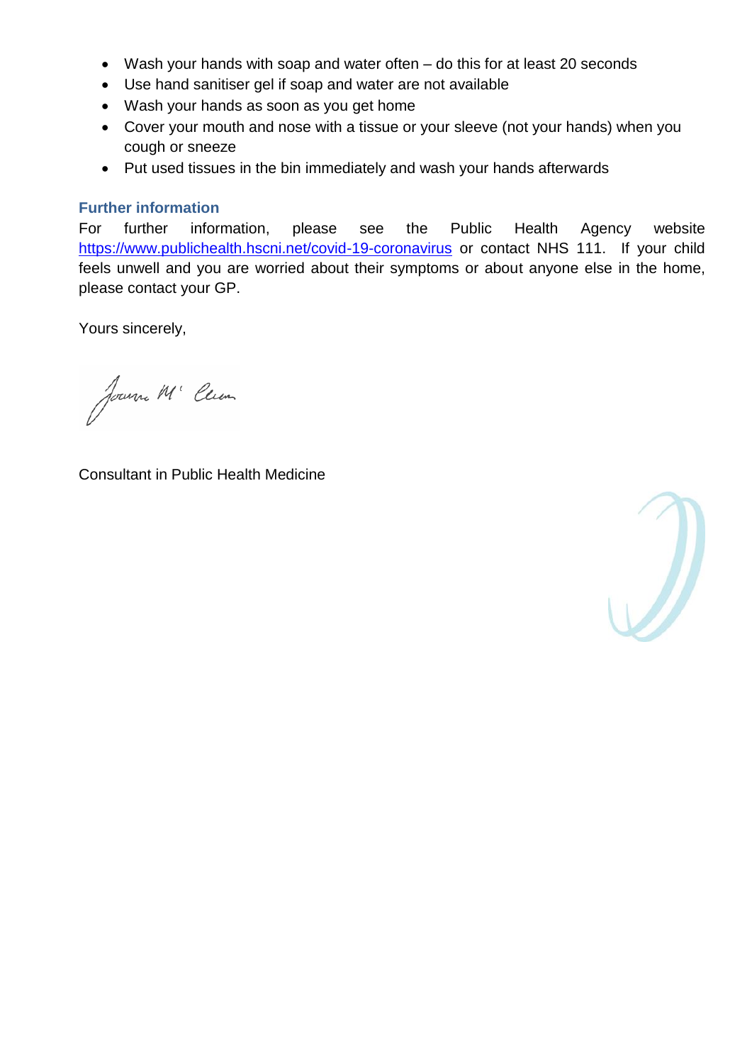- Wash your hands with soap and water often – do this for at least 20 seconds
- Use hand sanitiser gel if soap and water are not available
- Wash your hands as soon as you get home
- Cover your mouth and nose with a tissue or your sleeve (not your hands) when you cough or sneeze
- Put used tissues in the bin immediately and wash your hands afterwards

### Further information

For further information, please see the Public Health Agency website [https://www.publichealth.hscni.net/covid-19-coronavirus](https://www.publichealth.hscni.net/covid-19-coronavirus) or contact NHS 111. If your child feels unwell and you are worried about their symptoms or about anyone else in the home, please contact your GP.

Yours sincerely,

Consultant in Public Health Medicine